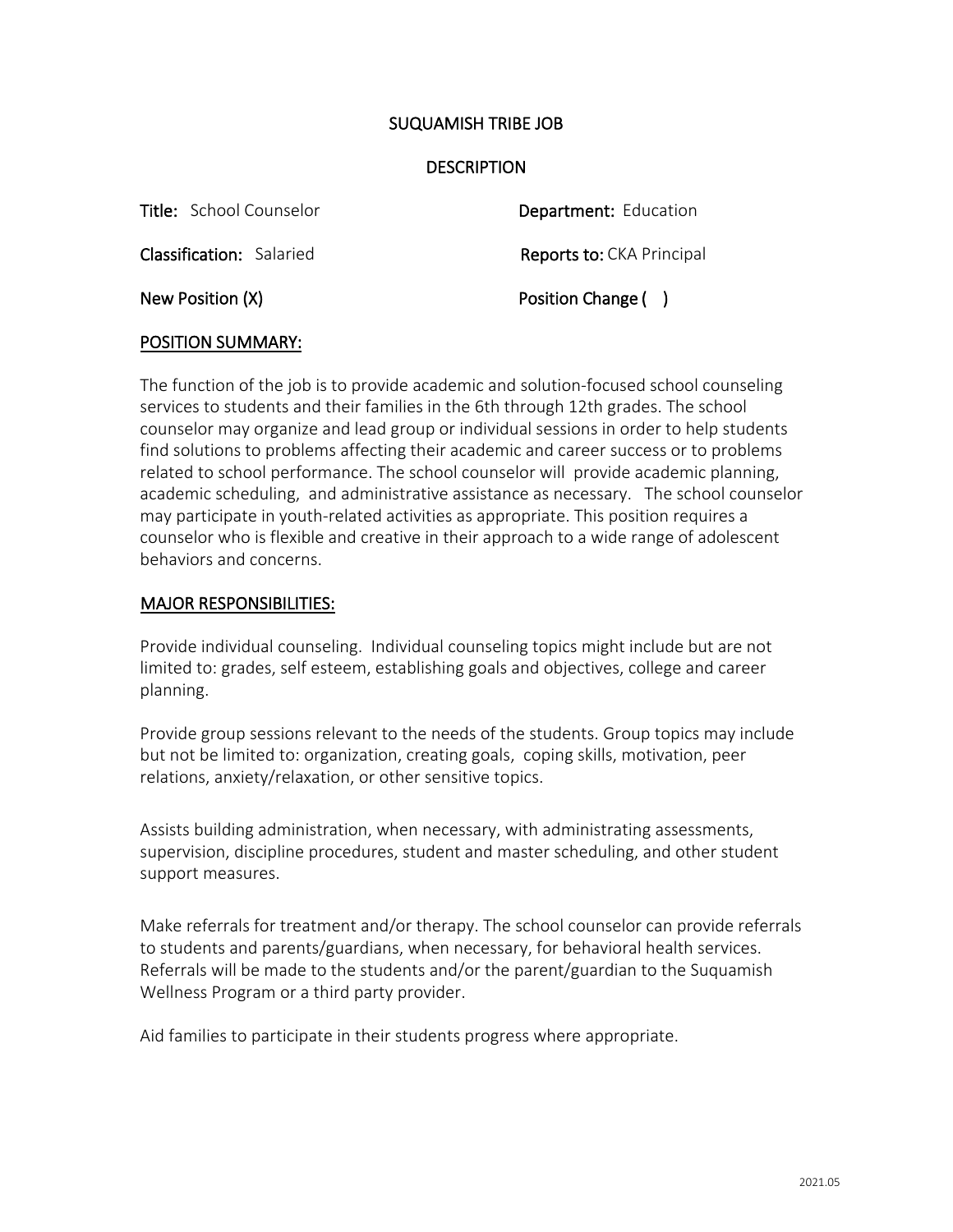# SUQUAMISH TRIBE JOB

# DESCRIPTION

**Title:** School Counselor **Department:** Education

**Classification:** Salaried **Reports to:** CKA Principal

**New Position (X)** **Position Change ( )**

## POSITION SUMMARY:

The function of the job is to provide academic and solution-focused school counseling services to students and their families in the 6th through 12th grades. The school counselor may organize and lead group or individual sessions in order to help students find solutions to problems affecting their academic and career success or to problems related to school performance. The school counselor will provide academic planning, academic scheduling, and administrative assistance as necessary. The school counselor may participate in youth-related activities as appropriate. This position requires a counselor who is flexible and creative in their approach to a wide range of adolescent behaviors and concerns.

## MAJOR RESPONSIBILITIES:

Provide individual counseling. Individual counseling topics might include but are not limited to: grades, self esteem, establishing goals and objectives, college and career planning.

Provide group sessions relevant to the needs of the students. Group topics may include but not be limited to: organization, creating goals, coping skills, motivation, peer relations, anxiety/relaxation, or other sensitive topics.

Assists building administration, when necessary, with administrating assessments, supervision, discipline procedures, student and master scheduling, and other student support measures.

Make referrals for treatment and/or therapy. The school counselor can provide referrals to students and parents/guardians, when necessary, for behavioral health services. Referrals will be made to the students and/or the parent/guardian to the Suquamish Wellness Program or a third party provider.

Aid families to participate in their students progress where appropriate.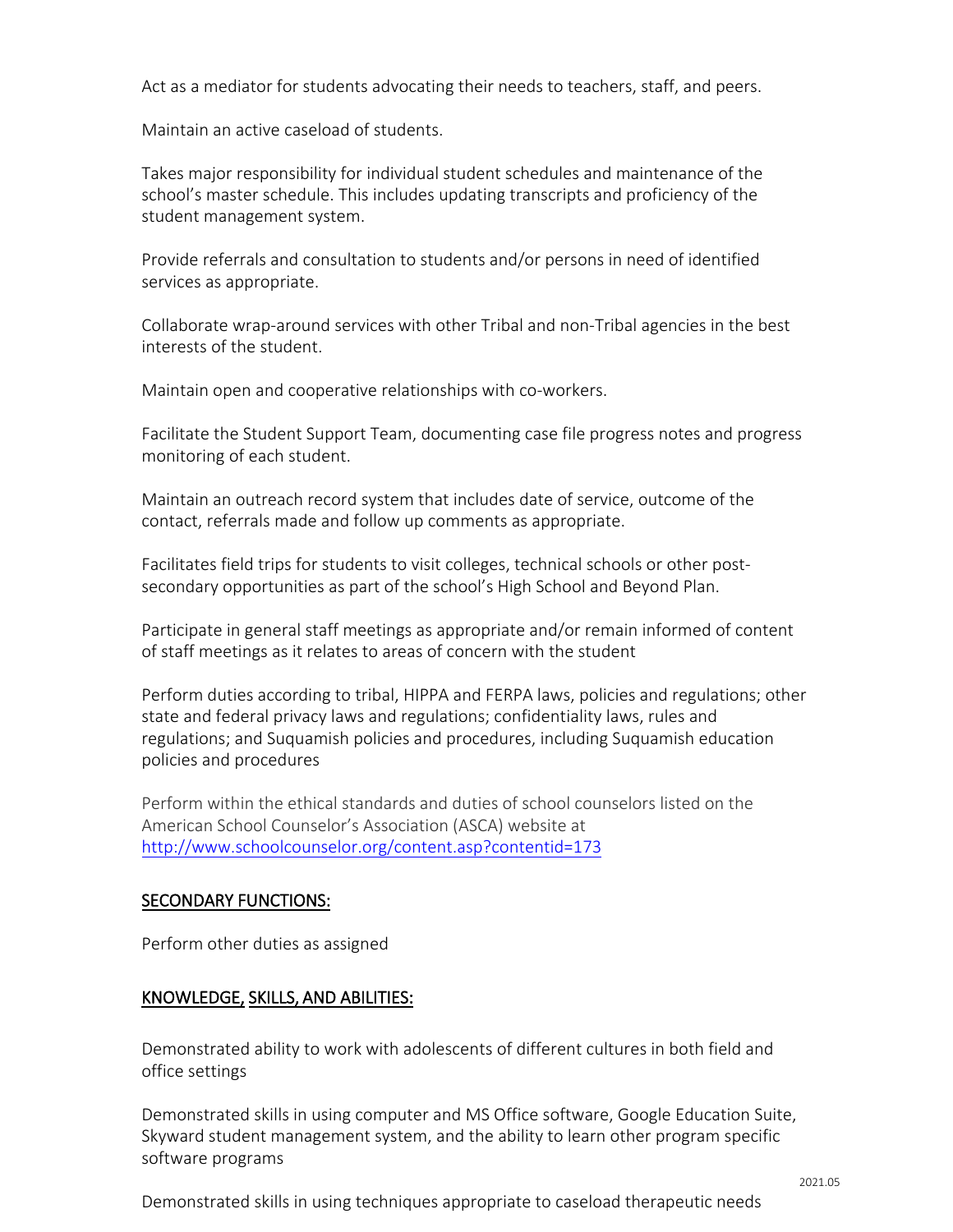Act as a mediator for students advocating their needs to teachers, staff, and peers.

Maintain an active caseload of students.

Takes major responsibility for individual student schedules and maintenance of the school's master schedule. This includes updating transcripts and proficiency of the student management system.

Provide referrals and consultation to students and/or persons in need of identified services as appropriate.

Collaborate wrap-around services with other Tribal and non-Tribal agencies in the best interests of the student.

Maintain open and cooperative relationships with co-workers.

Facilitate the Student Support Team, documenting case file progress notes and progress monitoring of each student.

Maintain an outreach record system that includes date of service, outcome of the contact, referrals made and follow up comments as appropriate.

Facilitates field trips for students to visit colleges, technical schools or other post-secondary opportunities as part of the school's High School and Beyond Plan.

Participate in general staff meetings as appropriate and/or remain informed of content of staff meetings as it relates to areas of concern with the student

Perform duties according to tribal, HIPPA and FERPA laws, policies and regulations; other state and federal privacy laws and regulations; confidentiality laws, rules and regulations; and Suquamish policies and procedures, including Suquamish education policies and procedures

Perform within the ethical standards and duties of school counselors listed on the American School Counselor's Association (ASCA) website at http://www.schoolcounselor.org/content.asp?contentid=173

## SECONDARY FUNCTIONS:

Perform other duties as assigned

## KNOWLEDGE, SKILLS, AND ABILITIES:

Demonstrated ability to work with adolescents of different cultures in both field and office settings

Demonstrated skills in using computer and MS Office software, Google Education Suite, Skyward student management system, and the ability to learn other program specific software programs

Demonstrated skills in using techniques appropriate to caseload therapeutic needs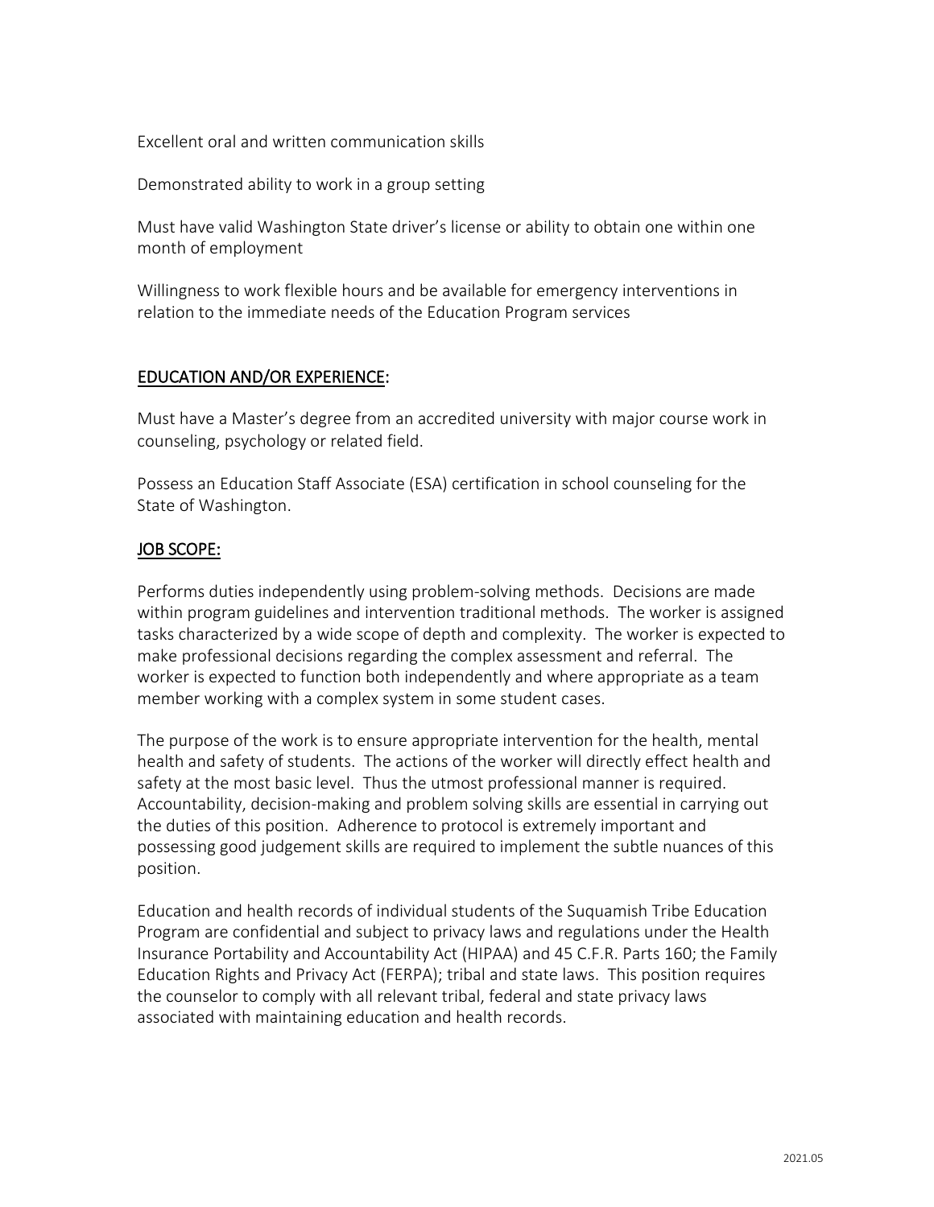Excellent oral and written communication skills

Demonstrated ability to work in a group setting

Must have valid Washington State driver's license or ability to obtain one within one month of employment

Willingness to work flexible hours and be available for emergency interventions in relation to the immediate needs of the Education Program services

## EDUCATION AND/OR EXPERIENCE:

Must have a Master's degree from an accredited university with major course work in counseling, psychology or related field.

Possess an Education Staff Associate (ESA) certification in school counseling for the State of Washington.

## JOB SCOPE:

Performs duties independently using problem-solving methods. Decisions are made within program guidelines and intervention traditional methods. The worker is assigned tasks characterized by a wide scope of depth and complexity. The worker is expected to make professional decisions regarding the complex assessment and referral. The worker is expected to function both independently and where appropriate as a team member working with a complex system in some student cases.

The purpose of the work is to ensure appropriate intervention for the health, mental health and safety of students. The actions of the worker will directly effect health and safety at the most basic level. Thus the utmost professional manner is required. Accountability, decision-making and problem solving skills are essential in carrying out the duties of this position. Adherence to protocol is extremely important and possessing good judgement skills are required to implement the subtle nuances of this position.

Education and health records of individual students of the Suquamish Tribe Education Program are confidential and subject to privacy laws and regulations under the Health Insurance Portability and Accountability Act (HIPAA) and 45 C.F.R. Parts 160; the Family Education Rights and Privacy Act (FERPA); tribal and state laws. This position requires the counselor to comply with all relevant tribal, federal and state privacy laws associated with maintaining education and health records.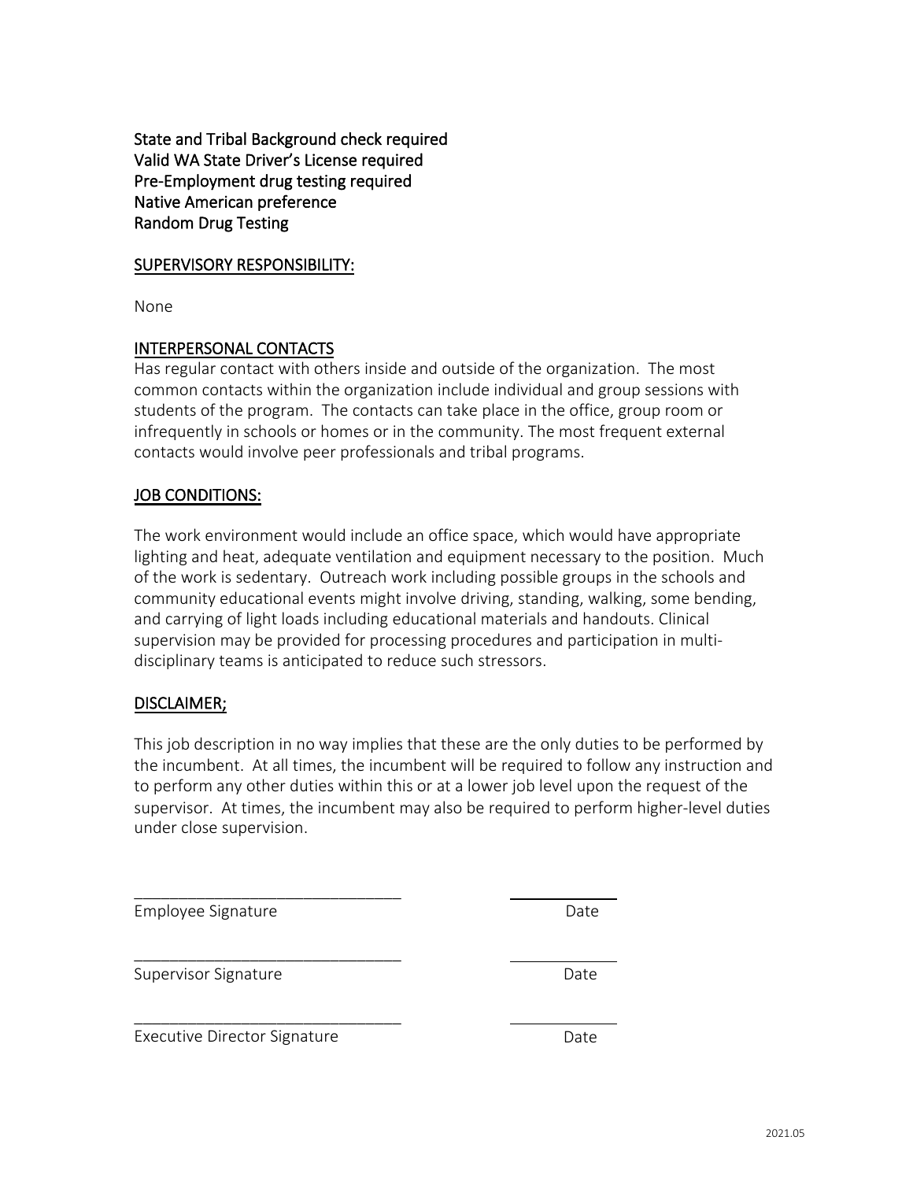**State and Tribal Background check required**
**Valid WA State Driver's License required**
**Pre-Employment drug testing required**
**Native American preference**
**Random Drug Testing**

## SUPERVISORY RESPONSIBILITY:

None

## INTERPERSONAL CONTACTS

Has regular contact with others inside and outside of the organization. The most common contacts within the organization include individual and group sessions with students of the program. The contacts can take place in the office, group room or infrequently in schools or homes or in the community. The most frequent external contacts would involve peer professionals and tribal programs.

## JOB CONDITIONS:

The work environment would include an office space, which would have appropriate lighting and heat, adequate ventilation and equipment necessary to the position. Much of the work is sedentary. Outreach work including possible groups in the schools and community educational events might involve driving, standing, walking, some bending, and carrying of light loads including educational materials and handouts. Clinical supervision may be provided for processing procedures and participation in multi-disciplinary teams is anticipated to reduce such stressors.

## DISCLAIMER;

This job description in no way implies that these are the only duties to be performed by the incumbent. At all times, the incumbent will be required to follow any instruction and to perform any other duties within this or at a lower job level upon the request of the supervisor. At times, the incumbent may also be required to perform higher-level duties under close supervision.

______________________________ ____________
Employee Signature Date

______________________________ ____________
Supervisor Signature Date

______________________________ ____________
Executive Director Signature Date

2021.05